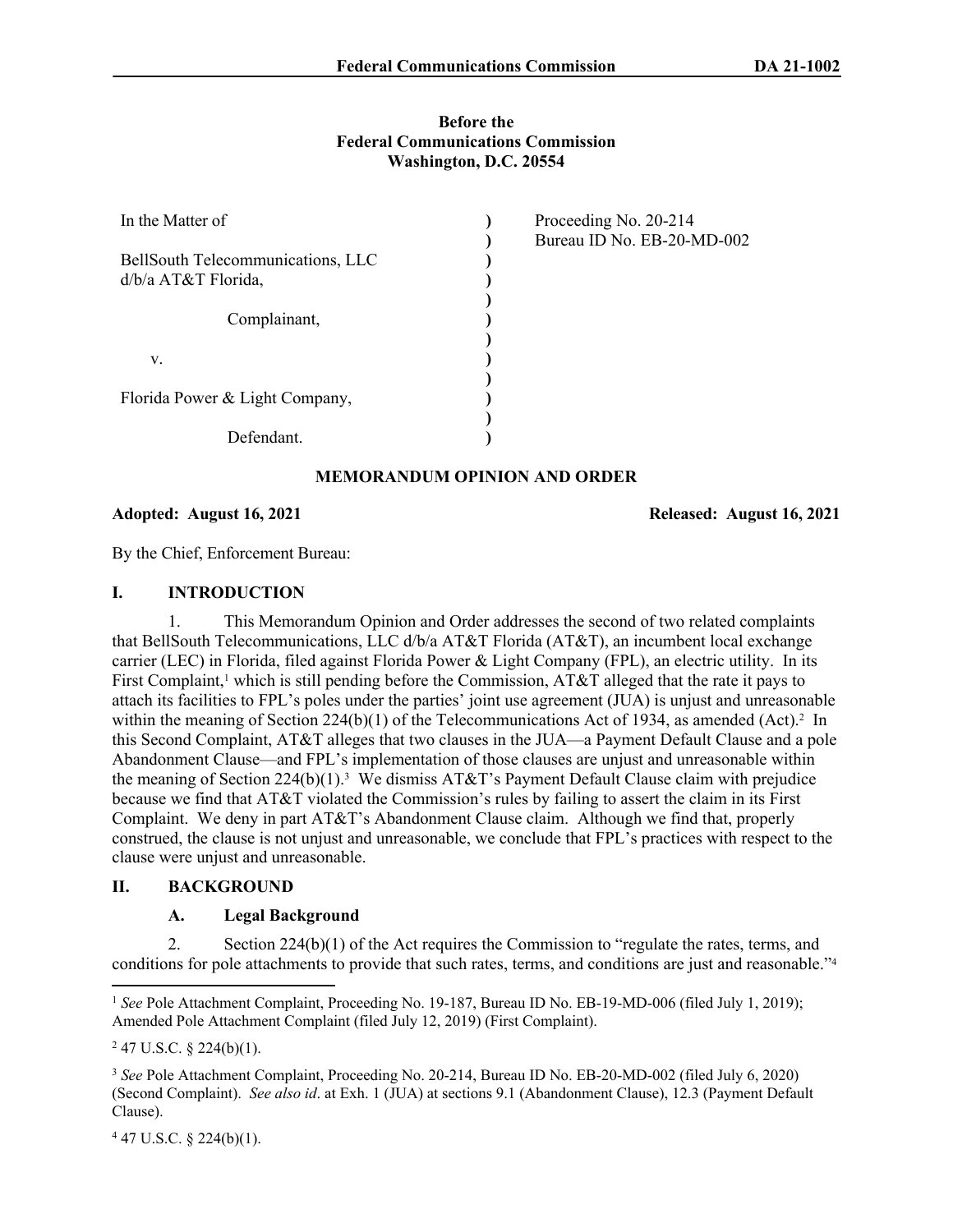**Before the**
**Federal Communications Commission**
**Washington, D.C. 20554**

| | | |
|---|---|---|
| In the Matter of | ) | Proceeding No. 20-214 |
| | ) | Bureau ID No. EB-20-MD-002 |
| BellSouth Telecommunications, LLC d/b/a AT&T Florida, | ) | |
| Complainant, | ) | |
| v. | ) | |
| Florida Power & Light Company, | ) | |
| Defendant. | ) | |

## MEMORANDUM OPINION AND ORDER

**Adopted: August 16, 2021** **Released: August 16, 2021**

By the Chief, Enforcement Bureau:

## I. INTRODUCTION

1. This Memorandum Opinion and Order addresses the second of two related complaints that BellSouth Telecommunications, LLC d/b/a AT&T Florida (AT&T), an incumbent local exchange carrier (LEC) in Florida, filed against Florida Power & Light Company (FPL), an electric utility. In its First Complaint,[1] which is still pending before the Commission, AT&T alleged that the rate it pays to attach its facilities to FPL's poles under the parties' joint use agreement (JUA) is unjust and unreasonable within the meaning of Section 224(b)(1) of the Telecommunications Act of 1934, as amended (Act).[2] In this Second Complaint, AT&T alleges that two clauses in the JUA—a Payment Default Clause and a pole Abandonment Clause—and FPL's implementation of those clauses are unjust and unreasonable within the meaning of Section 224(b)(1).[3] We dismiss AT&T's Payment Default Clause claim with prejudice because we find that AT&T violated the Commission's rules by failing to assert the claim in its First Complaint. We deny in part AT&T's Abandonment Clause claim. Although we find that, properly construed, the clause is not unjust and unreasonable, we conclude that FPL's practices with respect to the clause were unjust and unreasonable.

## II. BACKGROUND

### A. Legal Background

2. Section 224(b)(1) of the Act requires the Commission to "regulate the rates, terms, and conditions for pole attachments to provide that such rates, terms, and conditions are just and reasonable."[4]

---

[1] *See* Pole Attachment Complaint, Proceeding No. 19-187, Bureau ID No. EB-19-MD-006 (filed July 1, 2019); Amended Pole Attachment Complaint (filed July 12, 2019) (First Complaint).

[2] 47 U.S.C. § 224(b)(1).

[3] *See* Pole Attachment Complaint, Proceeding No. 20-214, Bureau ID No. EB-20-MD-002 (filed July 6, 2020) (Second Complaint). *See also id*. at Exh. 1 (JUA) at sections 9.1 (Abandonment Clause), 12.3 (Payment Default Clause).

[4] 47 U.S.C. § 224(b)(1).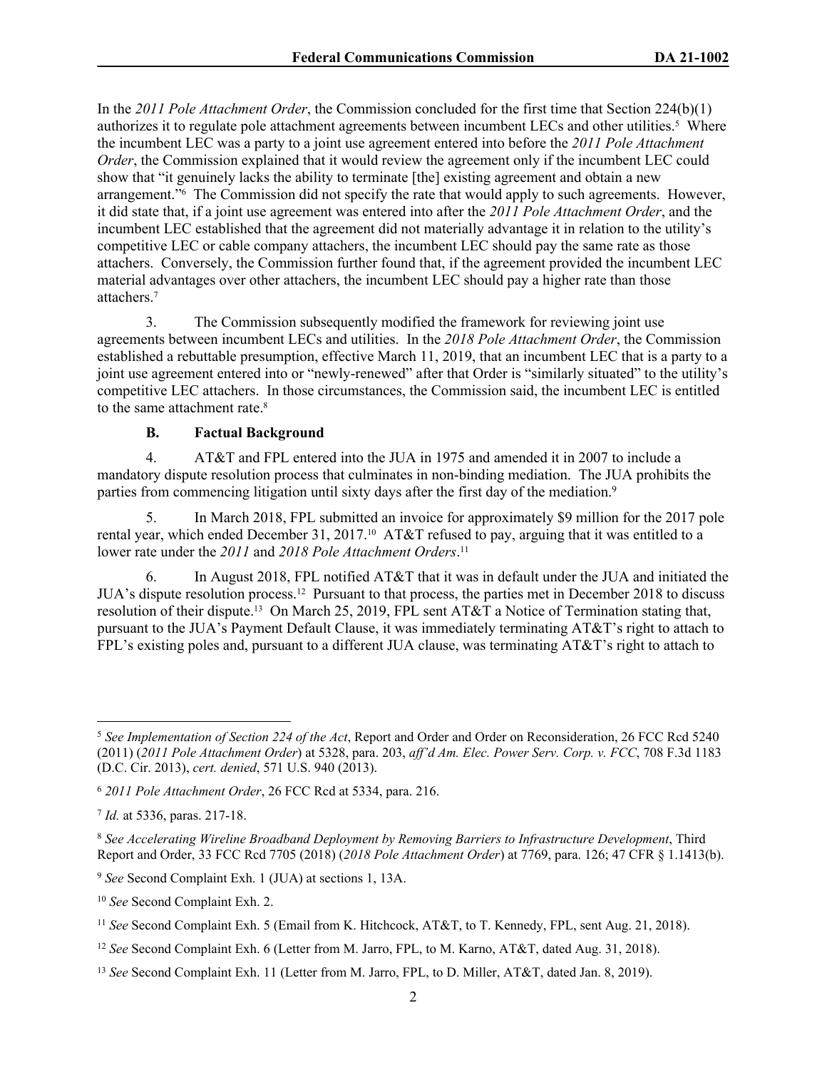In the *2011 Pole Attachment Order*, the Commission concluded for the first time that Section 224(b)(1) authorizes it to regulate pole attachment agreements between incumbent LECs and other utilities.[5] Where the incumbent LEC was a party to a joint use agreement entered into before the *2011 Pole Attachment Order*, the Commission explained that it would review the agreement only if the incumbent LEC could show that "it genuinely lacks the ability to terminate [the] existing agreement and obtain a new arrangement."[6] The Commission did not specify the rate that would apply to such agreements. However, it did state that, if a joint use agreement was entered into after the *2011 Pole Attachment Order*, and the incumbent LEC established that the agreement did not materially advantage it in relation to the utility's competitive LEC or cable company attachers, the incumbent LEC should pay the same rate as those attachers. Conversely, the Commission further found that, if the agreement provided the incumbent LEC material advantages over other attachers, the incumbent LEC should pay a higher rate than those attachers.[7]

3. The Commission subsequently modified the framework for reviewing joint use agreements between incumbent LECs and utilities. In the *2018 Pole Attachment Order*, the Commission established a rebuttable presumption, effective March 11, 2019, that an incumbent LEC that is a party to a joint use agreement entered into or "newly-renewed" after that Order is "similarly situated" to the utility's competitive LEC attachers. In those circumstances, the Commission said, the incumbent LEC is entitled to the same attachment rate.[8]

### B. Factual Background

4. AT&T and FPL entered into the JUA in 1975 and amended it in 2007 to include a mandatory dispute resolution process that culminates in non-binding mediation. The JUA prohibits the parties from commencing litigation until sixty days after the first day of the mediation.[9]

5. In March 2018, FPL submitted an invoice for approximately $9 million for the 2017 pole rental year, which ended December 31, 2017.[10] AT&T refused to pay, arguing that it was entitled to a lower rate under the *2011* and *2018 Pole Attachment Orders*.[11]

6. In August 2018, FPL notified AT&T that it was in default under the JUA and initiated the JUA's dispute resolution process.[12] Pursuant to that process, the parties met in December 2018 to discuss resolution of their dispute.[13] On March 25, 2019, FPL sent AT&T a Notice of Termination stating that, pursuant to the JUA's Payment Default Clause, it was immediately terminating AT&T's right to attach to FPL's existing poles and, pursuant to a different JUA clause, was terminating AT&T's right to attach to

---

[5] *See Implementation of Section 224 of the Act*, Report and Order and Order on Reconsideration, 26 FCC Rcd 5240 (2011) (*2011 Pole Attachment Order*) at 5328, para. 203, *aff'd Am. Elec. Power Serv. Corp. v. FCC*, 708 F.3d 1183 (D.C. Cir. 2013), *cert. denied*, 571 U.S. 940 (2013).

[6] *2011 Pole Attachment Order*, 26 FCC Rcd at 5334, para. 216.

[7] *Id.* at 5336, paras. 217-18.

[8] *See Accelerating Wireline Broadband Deployment by Removing Barriers to Infrastructure Development*, Third Report and Order, 33 FCC Rcd 7705 (2018) (*2018 Pole Attachment Order*) at 7769, para. 126; 47 CFR § 1.1413(b).

[9] *See* Second Complaint Exh. 1 (JUA) at sections 1, 13A.

[10] *See* Second Complaint Exh. 2.

[11] *See* Second Complaint Exh. 5 (Email from K. Hitchcock, AT&T, to T. Kennedy, FPL, sent Aug. 21, 2018).

[12] *See* Second Complaint Exh. 6 (Letter from M. Jarro, FPL, to M. Karno, AT&T, dated Aug. 31, 2018).

[13] *See* Second Complaint Exh. 11 (Letter from M. Jarro, FPL, to D. Miller, AT&T, dated Jan. 8, 2019).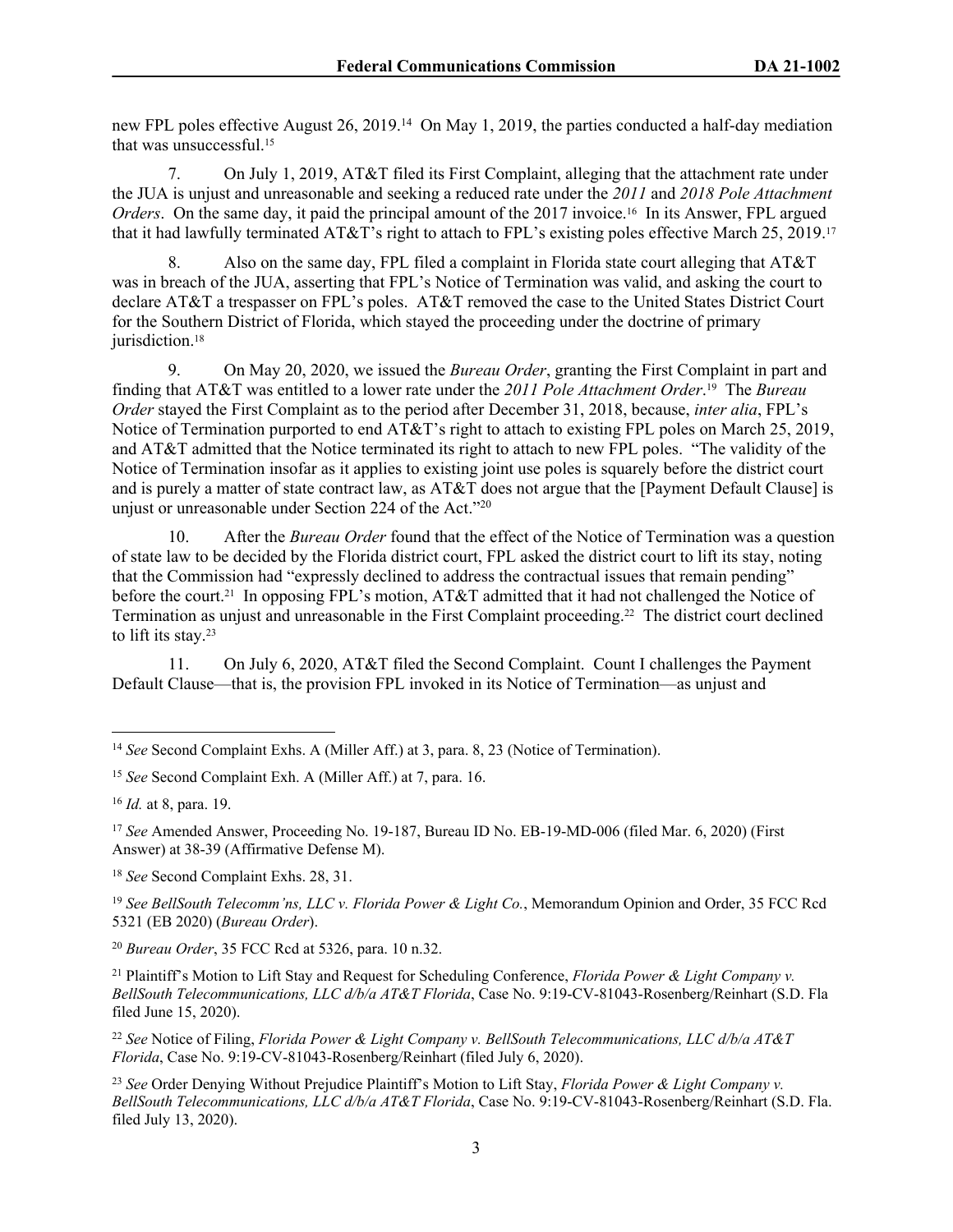new FPL poles effective August 26, 2019.[14] On May 1, 2019, the parties conducted a half-day mediation that was unsuccessful.[15]

7. On July 1, 2019, AT&T filed its First Complaint, alleging that the attachment rate under the JUA is unjust and unreasonable and seeking a reduced rate under the *2011* and *2018 Pole Attachment Orders*. On the same day, it paid the principal amount of the 2017 invoice.[16] In its Answer, FPL argued that it had lawfully terminated AT&T's right to attach to FPL's existing poles effective March 25, 2019.[17]

8. Also on the same day, FPL filed a complaint in Florida state court alleging that AT&T was in breach of the JUA, asserting that FPL's Notice of Termination was valid, and asking the court to declare AT&T a trespasser on FPL's poles. AT&T removed the case to the United States District Court for the Southern District of Florida, which stayed the proceeding under the doctrine of primary jurisdiction.[18]

9. On May 20, 2020, we issued the *Bureau Order*, granting the First Complaint in part and finding that AT&T was entitled to a lower rate under the *2011 Pole Attachment Order*.[19] The *Bureau Order* stayed the First Complaint as to the period after December 31, 2018, because, *inter alia*, FPL's Notice of Termination purported to end AT&T's right to attach to existing FPL poles on March 25, 2019, and AT&T admitted that the Notice terminated its right to attach to new FPL poles. "The validity of the Notice of Termination insofar as it applies to existing joint use poles is squarely before the district court and is purely a matter of state contract law, as AT&T does not argue that the [Payment Default Clause] is unjust or unreasonable under Section 224 of the Act."[20]

10. After the *Bureau Order* found that the effect of the Notice of Termination was a question of state law to be decided by the Florida district court, FPL asked the district court to lift its stay, noting that the Commission had "expressly declined to address the contractual issues that remain pending" before the court.[21] In opposing FPL's motion, AT&T admitted that it had not challenged the Notice of Termination as unjust and unreasonable in the First Complaint proceeding.[22] The district court declined to lift its stay.[23]

11. On July 6, 2020, AT&T filed the Second Complaint. Count I challenges the Payment Default Clause—that is, the provision FPL invoked in its Notice of Termination—as unjust and

---

[14] *See* Second Complaint Exhs. A (Miller Aff.) at 3, para. 8, 23 (Notice of Termination).

[15] *See* Second Complaint Exh. A (Miller Aff.) at 7, para. 16.

[16] *Id.* at 8, para. 19.

[17] *See* Amended Answer, Proceeding No. 19-187, Bureau ID No. EB-19-MD-006 (filed Mar. 6, 2020) (First Answer) at 38-39 (Affirmative Defense M).

[18] *See* Second Complaint Exhs. 28, 31.

[19] *See BellSouth Telecomm'ns, LLC v. Florida Power & Light Co.*, Memorandum Opinion and Order, 35 FCC Rcd 5321 (EB 2020) (*Bureau Order*).

[20] *Bureau Order*, 35 FCC Rcd at 5326, para. 10 n.32.

[21] Plaintiff's Motion to Lift Stay and Request for Scheduling Conference, *Florida Power & Light Company v. BellSouth Telecommunications, LLC d/b/a AT&T Florida*, Case No. 9:19-CV-81043-Rosenberg/Reinhart (S.D. Fla filed June 15, 2020).

[22] *See* Notice of Filing, *Florida Power & Light Company v. BellSouth Telecommunications, LLC d/b/a AT&T Florida*, Case No. 9:19-CV-81043-Rosenberg/Reinhart (filed July 6, 2020).

[23] *See* Order Denying Without Prejudice Plaintiff's Motion to Lift Stay, *Florida Power & Light Company v. BellSouth Telecommunications, LLC d/b/a AT&T Florida*, Case No. 9:19-CV-81043-Rosenberg/Reinhart (S.D. Fla. filed July 13, 2020).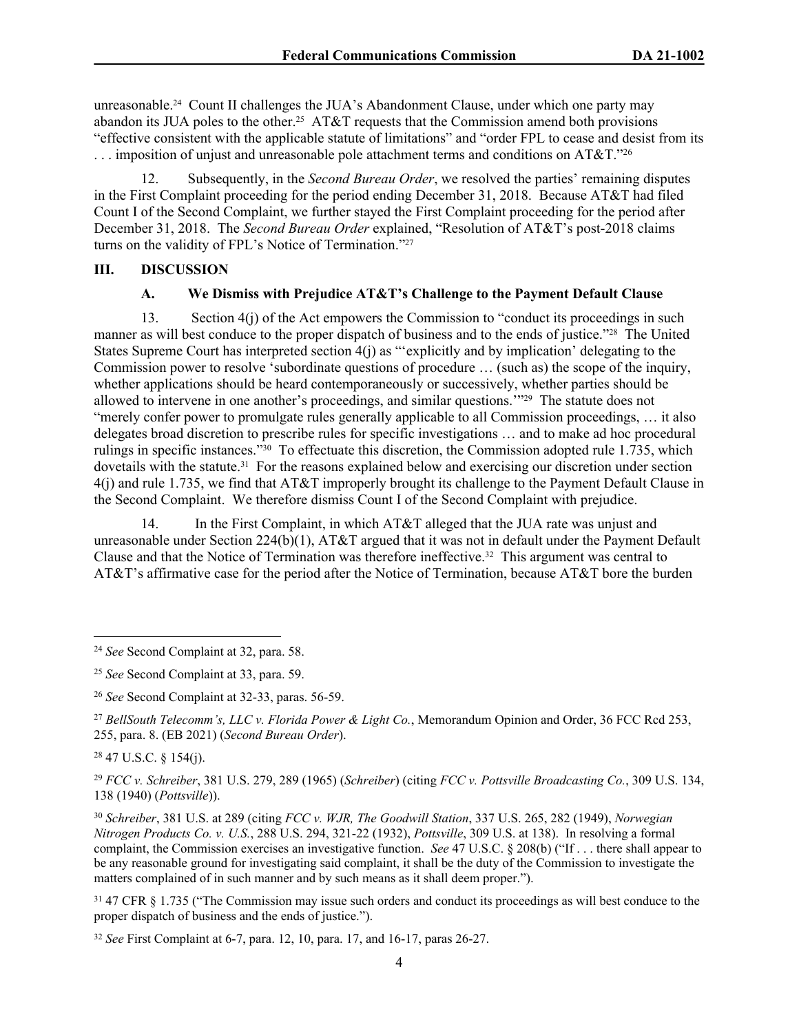unreasonable.[24] Count II challenges the JUA's Abandonment Clause, under which one party may abandon its JUA poles to the other.[25] AT&T requests that the Commission amend both provisions "effective consistent with the applicable statute of limitations" and "order FPL to cease and desist from its . . . imposition of unjust and unreasonable pole attachment terms and conditions on AT&T."[26]

12. Subsequently, in the *Second Bureau Order*, we resolved the parties' remaining disputes in the First Complaint proceeding for the period ending December 31, 2018. Because AT&T had filed Count I of the Second Complaint, we further stayed the First Complaint proceeding for the period after December 31, 2018. The *Second Bureau Order* explained, "Resolution of AT&T's post-2018 claims turns on the validity of FPL's Notice of Termination."[27]

## III. DISCUSSION

### A. We Dismiss with Prejudice AT&T's Challenge to the Payment Default Clause

13. Section 4(j) of the Act empowers the Commission to "conduct its proceedings in such manner as will best conduce to the proper dispatch of business and to the ends of justice."[28] The United States Supreme Court has interpreted section 4(j) as "'explicitly and by implication' delegating to the Commission power to resolve 'subordinate questions of procedure … (such as) the scope of the inquiry, whether applications should be heard contemporaneously or successively, whether parties should be allowed to intervene in one another's proceedings, and similar questions.'"[29] The statute does not "merely confer power to promulgate rules generally applicable to all Commission proceedings, … it also delegates broad discretion to prescribe rules for specific investigations … and to make ad hoc procedural rulings in specific instances."[30] To effectuate this discretion, the Commission adopted rule 1.735, which dovetails with the statute.[31] For the reasons explained below and exercising our discretion under section 4(j) and rule 1.735, we find that AT&T improperly brought its challenge to the Payment Default Clause in the Second Complaint. We therefore dismiss Count I of the Second Complaint with prejudice.

14. In the First Complaint, in which AT&T alleged that the JUA rate was unjust and unreasonable under Section 224(b)(1), AT&T argued that it was not in default under the Payment Default Clause and that the Notice of Termination was therefore ineffective.[32] This argument was central to AT&T's affirmative case for the period after the Notice of Termination, because AT&T bore the burden

---

[24] *See* Second Complaint at 32, para. 58.

[25] *See* Second Complaint at 33, para. 59.

[26] *See* Second Complaint at 32-33, paras. 56-59.

[27] *BellSouth Telecomm's, LLC v. Florida Power & Light Co.*, Memorandum Opinion and Order, 36 FCC Rcd 253, 255, para. 8. (EB 2021) (*Second Bureau Order*).

[28] 47 U.S.C. § 154(j).

[29] *FCC v. Schreiber*, 381 U.S. 279, 289 (1965) (*Schreiber*) (citing *FCC v. Pottsville Broadcasting Co.*, 309 U.S. 134, 138 (1940) (*Pottsville*)).

[30] *Schreiber*, 381 U.S. at 289 (citing *FCC v. WJR, The Goodwill Station*, 337 U.S. 265, 282 (1949), *Norwegian Nitrogen Products Co. v. U.S.*, 288 U.S. 294, 321-22 (1932), *Pottsville*, 309 U.S. at 138). In resolving a formal complaint, the Commission exercises an investigative function. *See* 47 U.S.C. § 208(b) ("If . . . there shall appear to be any reasonable ground for investigating said complaint, it shall be the duty of the Commission to investigate the matters complained of in such manner and by such means as it shall deem proper.").

[31] 47 CFR § 1.735 ("The Commission may issue such orders and conduct its proceedings as will best conduce to the proper dispatch of business and the ends of justice.").

[32] *See* First Complaint at 6-7, para. 12, 10, para. 17, and 16-17, paras 26-27.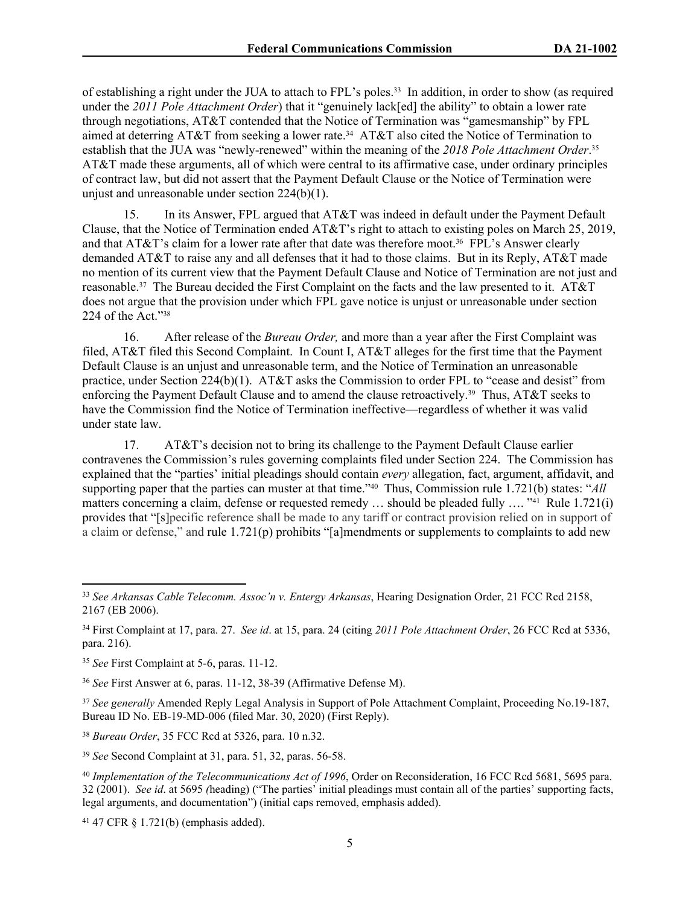of establishing a right under the JUA to attach to FPL's poles.[33] In addition, in order to show (as required under the *2011 Pole Attachment Order*) that it "genuinely lack[ed] the ability" to obtain a lower rate through negotiations, AT&T contended that the Notice of Termination was "gamesmanship" by FPL aimed at deterring AT&T from seeking a lower rate.[34] AT&T also cited the Notice of Termination to establish that the JUA was "newly-renewed" within the meaning of the *2018 Pole Attachment Order*.[35] AT&T made these arguments, all of which were central to its affirmative case, under ordinary principles of contract law, but did not assert that the Payment Default Clause or the Notice of Termination were unjust and unreasonable under section 224(b)(1).

15. In its Answer, FPL argued that AT&T was indeed in default under the Payment Default Clause, that the Notice of Termination ended AT&T's right to attach to existing poles on March 25, 2019, and that AT&T's claim for a lower rate after that date was therefore moot.[36] FPL's Answer clearly demanded AT&T to raise any and all defenses that it had to those claims. But in its Reply, AT&T made no mention of its current view that the Payment Default Clause and Notice of Termination are not just and reasonable.[37] The Bureau decided the First Complaint on the facts and the law presented to it. AT&T does not argue that the provision under which FPL gave notice is unjust or unreasonable under section 224 of the Act."[38]

16. After release of the *Bureau Order,* and more than a year after the First Complaint was filed, AT&T filed this Second Complaint. In Count I, AT&T alleges for the first time that the Payment Default Clause is an unjust and unreasonable term, and the Notice of Termination an unreasonable practice, under Section 224(b)(1). AT&T asks the Commission to order FPL to "cease and desist" from enforcing the Payment Default Clause and to amend the clause retroactively.[39] Thus, AT&T seeks to have the Commission find the Notice of Termination ineffective—regardless of whether it was valid under state law.

17. AT&T's decision not to bring its challenge to the Payment Default Clause earlier contravenes the Commission's rules governing complaints filed under Section 224. The Commission has explained that the "parties' initial pleadings should contain *every* allegation, fact, argument, affidavit, and supporting paper that the parties can muster at that time."[40] Thus, Commission rule 1.721(b) states: "*All* matters concerning a claim, defense or requested remedy … should be pleaded fully …. "[41] Rule 1.721(i) provides that "[s]pecific reference shall be made to any tariff or contract provision relied on in support of a claim or defense," and rule 1.721(p) prohibits "[a]mendments or supplements to complaints to add new

---

[33] *See Arkansas Cable Telecomm. Assoc'n v. Entergy Arkansas*, Hearing Designation Order, 21 FCC Rcd 2158, 2167 (EB 2006).

[34] First Complaint at 17, para. 27. *See id*. at 15, para. 24 (citing *2011 Pole Attachment Order*, 26 FCC Rcd at 5336, para. 216).

[35] *See* First Complaint at 5-6, paras. 11-12.

[36] *See* First Answer at 6, paras. 11-12, 38-39 (Affirmative Defense M).

[37] *See generally* Amended Reply Legal Analysis in Support of Pole Attachment Complaint, Proceeding No.19-187, Bureau ID No. EB-19-MD-006 (filed Mar. 30, 2020) (First Reply).

[38] *Bureau Order*, 35 FCC Rcd at 5326, para. 10 n.32.

[39] *See* Second Complaint at 31, para. 51, 32, paras. 56-58.

[40] *Implementation of the Telecommunications Act of 1996*, Order on Reconsideration, 16 FCC Rcd 5681, 5695 para. 32 (2001). *See id*. at 5695 *(*heading) ("The parties' initial pleadings must contain all of the parties' supporting facts, legal arguments, and documentation") (initial caps removed, emphasis added).

[41] 47 CFR § 1.721(b) (emphasis added).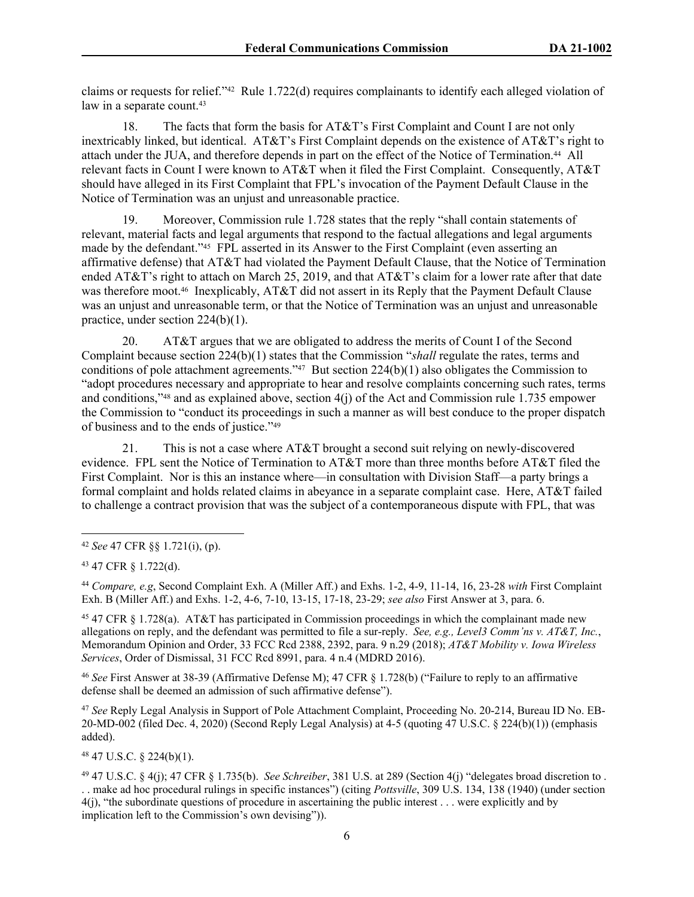claims or requests for relief."[42] Rule 1.722(d) requires complainants to identify each alleged violation of law in a separate count.[43]

18. The facts that form the basis for AT&T's First Complaint and Count I are not only inextricably linked, but identical. AT&T's First Complaint depends on the existence of AT&T's right to attach under the JUA, and therefore depends in part on the effect of the Notice of Termination.[44] All relevant facts in Count I were known to AT&T when it filed the First Complaint. Consequently, AT&T should have alleged in its First Complaint that FPL's invocation of the Payment Default Clause in the Notice of Termination was an unjust and unreasonable practice.

19. Moreover, Commission rule 1.728 states that the reply "shall contain statements of relevant, material facts and legal arguments that respond to the factual allegations and legal arguments made by the defendant."[45] FPL asserted in its Answer to the First Complaint (even asserting an affirmative defense) that AT&T had violated the Payment Default Clause, that the Notice of Termination ended AT&T's right to attach on March 25, 2019, and that AT&T's claim for a lower rate after that date was therefore moot.[46] Inexplicably, AT&T did not assert in its Reply that the Payment Default Clause was an unjust and unreasonable term, or that the Notice of Termination was an unjust and unreasonable practice, under section 224(b)(1).

20. AT&T argues that we are obligated to address the merits of Count I of the Second Complaint because section 224(b)(1) states that the Commission "*shall* regulate the rates, terms and conditions of pole attachment agreements."[47] But section 224(b)(1) also obligates the Commission to "adopt procedures necessary and appropriate to hear and resolve complaints concerning such rates, terms and conditions,"[48] and as explained above, section 4(j) of the Act and Commission rule 1.735 empower the Commission to "conduct its proceedings in such a manner as will best conduce to the proper dispatch of business and to the ends of justice."[49]

21. This is not a case where AT&T brought a second suit relying on newly-discovered evidence. FPL sent the Notice of Termination to AT&T more than three months before AT&T filed the First Complaint. Nor is this an instance where—in consultation with Division Staff—a party brings a formal complaint and holds related claims in abeyance in a separate complaint case. Here, AT&T failed to challenge a contract provision that was the subject of a contemporaneous dispute with FPL, that was

---

[42] *See* 47 CFR §§ 1.721(i), (p).

[43] 47 CFR § 1.722(d).

[44] *Compare, e.g*, Second Complaint Exh. A (Miller Aff.) and Exhs. 1-2, 4-9, 11-14, 16, 23-28 *with* First Complaint Exh. B (Miller Aff.) and Exhs. 1-2, 4-6, 7-10, 13-15, 17-18, 23-29; *see also* First Answer at 3, para. 6.

[45] 47 CFR § 1.728(a). AT&T has participated in Commission proceedings in which the complainant made new allegations on reply, and the defendant was permitted to file a sur-reply. *See, e.g., Level3 Comm'ns v. AT&T, Inc.*, Memorandum Opinion and Order, 33 FCC Rcd 2388, 2392, para. 9 n.29 (2018); *AT&T Mobility v. Iowa Wireless Services*, Order of Dismissal, 31 FCC Rcd 8991, para. 4 n.4 (MDRD 2016).

[46] *See* First Answer at 38-39 (Affirmative Defense M); 47 CFR § 1.728(b) ("Failure to reply to an affirmative defense shall be deemed an admission of such affirmative defense").

[47] *See* Reply Legal Analysis in Support of Pole Attachment Complaint, Proceeding No. 20-214, Bureau ID No. EB-20-MD-002 (filed Dec. 4, 2020) (Second Reply Legal Analysis) at 4-5 (quoting 47 U.S.C. § 224(b)(1)) (emphasis added).

[48] 47 U.S.C. § 224(b)(1).

[49] 47 U.S.C. § 4(j); 47 CFR § 1.735(b). *See Schreiber*, 381 U.S. at 289 (Section 4(j) "delegates broad discretion to . . . make ad hoc procedural rulings in specific instances") (citing *Pottsville*, 309 U.S. 134, 138 (1940) (under section 4(j), "the subordinate questions of procedure in ascertaining the public interest . . . were explicitly and by implication left to the Commission's own devising")).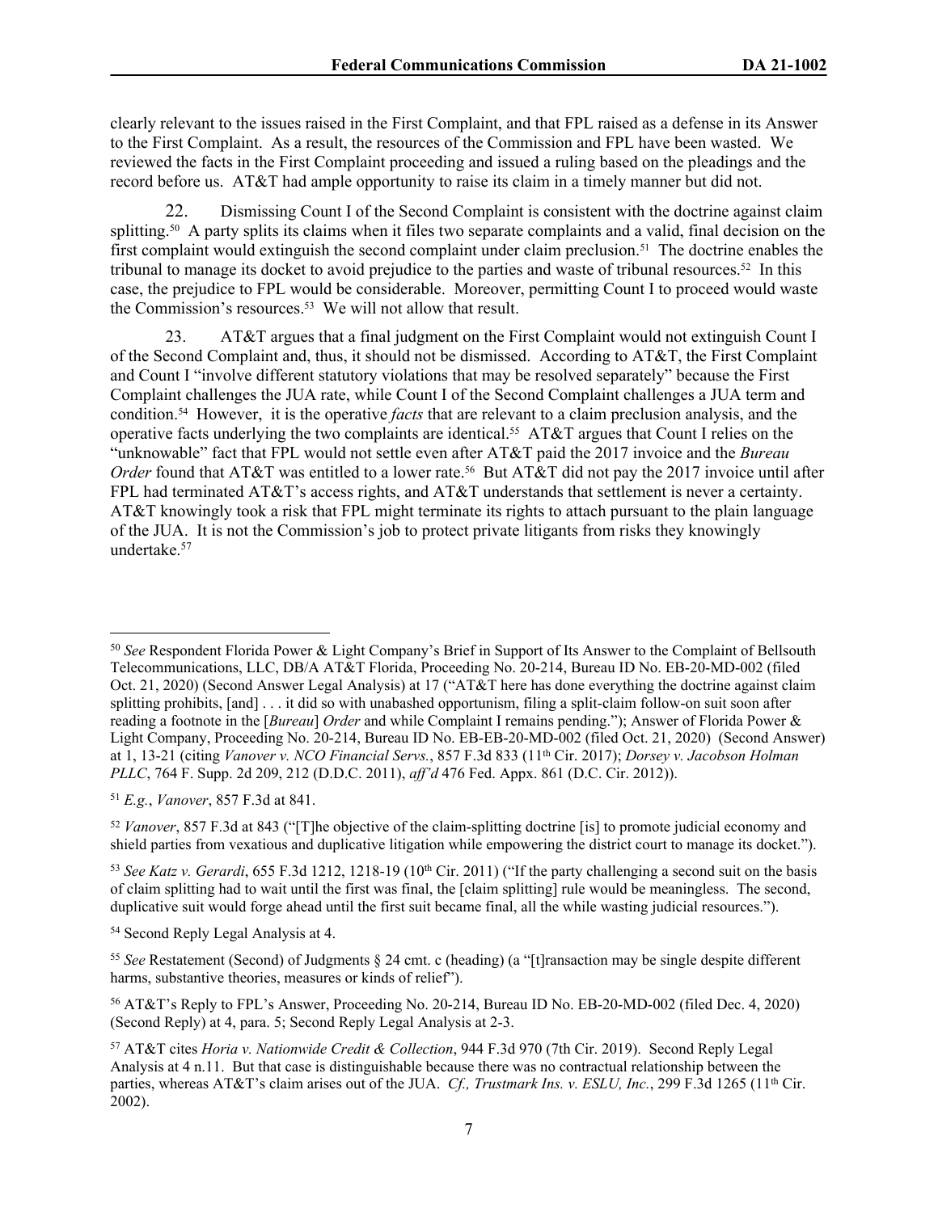clearly relevant to the issues raised in the First Complaint, and that FPL raised as a defense in its Answer to the First Complaint. As a result, the resources of the Commission and FPL have been wasted. We reviewed the facts in the First Complaint proceeding and issued a ruling based on the pleadings and the record before us. AT&T had ample opportunity to raise its claim in a timely manner but did not.

22. Dismissing Count I of the Second Complaint is consistent with the doctrine against claim splitting.[50] A party splits its claims when it files two separate complaints and a valid, final decision on the first complaint would extinguish the second complaint under claim preclusion.[51] The doctrine enables the tribunal to manage its docket to avoid prejudice to the parties and waste of tribunal resources.[52] In this case, the prejudice to FPL would be considerable. Moreover, permitting Count I to proceed would waste the Commission's resources.[53] We will not allow that result.

23. AT&T argues that a final judgment on the First Complaint would not extinguish Count I of the Second Complaint and, thus, it should not be dismissed. According to AT&T, the First Complaint and Count I "involve different statutory violations that may be resolved separately" because the First Complaint challenges the JUA rate, while Count I of the Second Complaint challenges a JUA term and condition.[54] However, it is the operative *facts* that are relevant to a claim preclusion analysis, and the operative facts underlying the two complaints are identical.[55] AT&T argues that Count I relies on the "unknowable" fact that FPL would not settle even after AT&T paid the 2017 invoice and the *Bureau Order* found that AT&T was entitled to a lower rate.[56] But AT&T did not pay the 2017 invoice until after FPL had terminated AT&T's access rights, and AT&T understands that settlement is never a certainty. AT&T knowingly took a risk that FPL might terminate its rights to attach pursuant to the plain language of the JUA. It is not the Commission's job to protect private litigants from risks they knowingly undertake.[57]

---

[50] *See* Respondent Florida Power & Light Company's Brief in Support of Its Answer to the Complaint of Bellsouth Telecommunications, LLC, DB/A AT&T Florida, Proceeding No. 20-214, Bureau ID No. EB-20-MD-002 (filed Oct. 21, 2020) (Second Answer Legal Analysis) at 17 ("AT&T here has done everything the doctrine against claim splitting prohibits, [and] . . . it did so with unabashed opportunism, filing a split-claim follow-on suit soon after reading a footnote in the [*Bureau*] *Order* and while Complaint I remains pending."); Answer of Florida Power & Light Company, Proceeding No. 20-214, Bureau ID No. EB-EB-20-MD-002 (filed Oct. 21, 2020) (Second Answer) at 1, 13-21 (citing *Vanover v. NCO Financial Servs.*, 857 F.3d 833 (11th Cir. 2017); *Dorsey v. Jacobson Holman PLLC*, 764 F. Supp. 2d 209, 212 (D.D.C. 2011), *aff'd* 476 Fed. Appx. 861 (D.C. Cir. 2012)).

[51] *E.g.*, *Vanover*, 857 F.3d at 841.

[52] *Vanover*, 857 F.3d at 843 ("[T]he objective of the claim-splitting doctrine [is] to promote judicial economy and shield parties from vexatious and duplicative litigation while empowering the district court to manage its docket.").

[53] *See Katz v. Gerardi*, 655 F.3d 1212, 1218-19 (10th Cir. 2011) ("If the party challenging a second suit on the basis of claim splitting had to wait until the first was final, the [claim splitting] rule would be meaningless. The second, duplicative suit would forge ahead until the first suit became final, all the while wasting judicial resources.").

[54] Second Reply Legal Analysis at 4.

[55] *See* Restatement (Second) of Judgments § 24 cmt. c (heading) (a "[t]ransaction may be single despite different harms, substantive theories, measures or kinds of relief").

[56] AT&T's Reply to FPL's Answer, Proceeding No. 20-214, Bureau ID No. EB-20-MD-002 (filed Dec. 4, 2020) (Second Reply) at 4, para. 5; Second Reply Legal Analysis at 2-3.

[57] AT&T cites *Horia v. Nationwide Credit & Collection*, 944 F.3d 970 (7th Cir. 2019). Second Reply Legal Analysis at 4 n.11. But that case is distinguishable because there was no contractual relationship between the parties, whereas AT&T's claim arises out of the JUA. *Cf., Trustmark Ins. v. ESLU, Inc.*, 299 F.3d 1265 (11th Cir. 2002).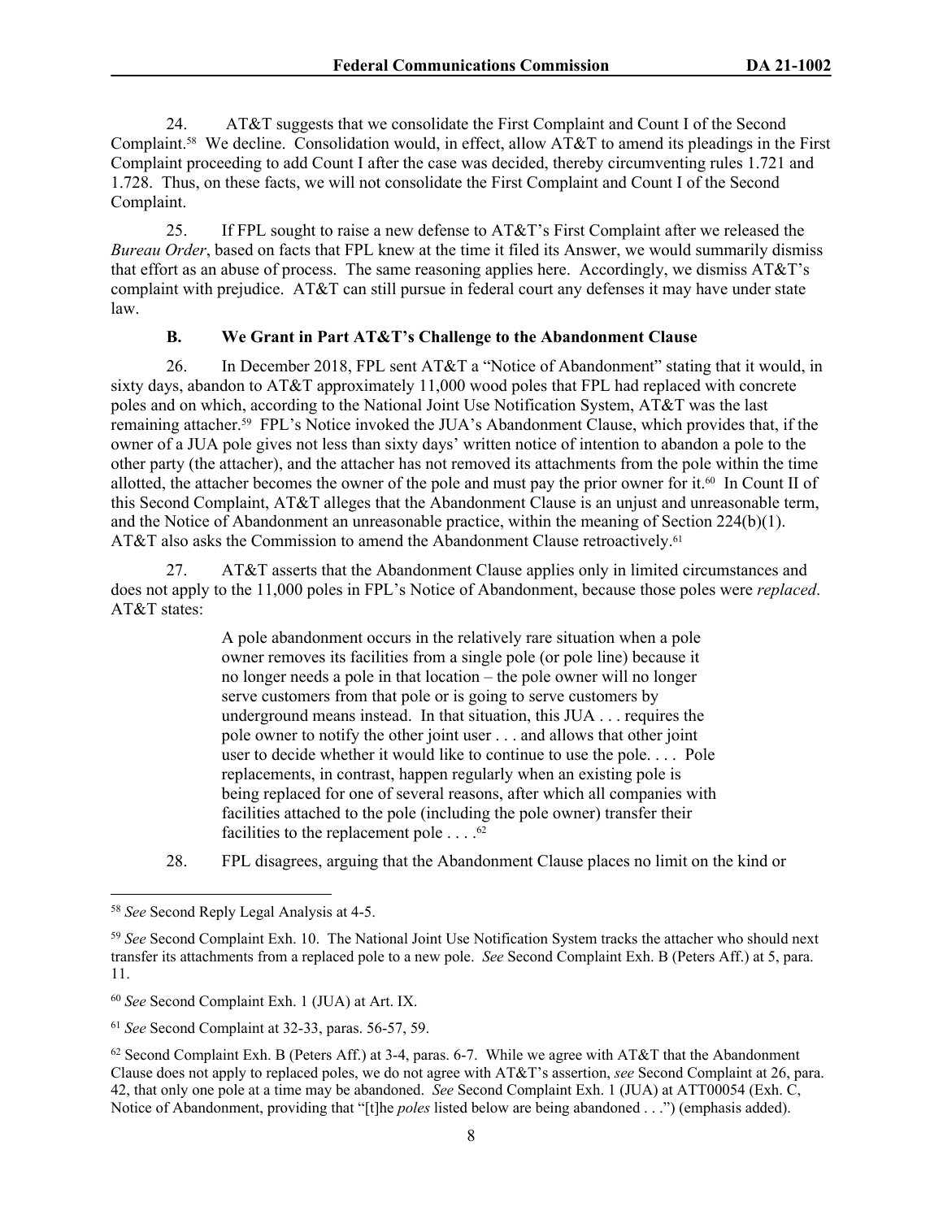24. AT&T suggests that we consolidate the First Complaint and Count I of the Second Complaint.[58] We decline. Consolidation would, in effect, allow AT&T to amend its pleadings in the First Complaint proceeding to add Count I after the case was decided, thereby circumventing rules 1.721 and 1.728. Thus, on these facts, we will not consolidate the First Complaint and Count I of the Second Complaint.

25. If FPL sought to raise a new defense to AT&T's First Complaint after we released the *Bureau Order*, based on facts that FPL knew at the time it filed its Answer, we would summarily dismiss that effort as an abuse of process. The same reasoning applies here. Accordingly, we dismiss AT&T's complaint with prejudice. AT&T can still pursue in federal court any defenses it may have under state law.

### B. We Grant in Part AT&T's Challenge to the Abandonment Clause

26. In December 2018, FPL sent AT&T a "Notice of Abandonment" stating that it would, in sixty days, abandon to AT&T approximately 11,000 wood poles that FPL had replaced with concrete poles and on which, according to the National Joint Use Notification System, AT&T was the last remaining attacher.[59] FPL's Notice invoked the JUA's Abandonment Clause, which provides that, if the owner of a JUA pole gives not less than sixty days' written notice of intention to abandon a pole to the other party (the attacher), and the attacher has not removed its attachments from the pole within the time allotted, the attacher becomes the owner of the pole and must pay the prior owner for it.[60] In Count II of this Second Complaint, AT&T alleges that the Abandonment Clause is an unjust and unreasonable term, and the Notice of Abandonment an unreasonable practice, within the meaning of Section 224(b)(1). AT&T also asks the Commission to amend the Abandonment Clause retroactively.[61]

27. AT&T asserts that the Abandonment Clause applies only in limited circumstances and does not apply to the 11,000 poles in FPL's Notice of Abandonment, because those poles were *replaced*. AT&T states:

> A pole abandonment occurs in the relatively rare situation when a pole owner removes its facilities from a single pole (or pole line) because it no longer needs a pole in that location – the pole owner will no longer serve customers from that pole or is going to serve customers by underground means instead. In that situation, this JUA . . . requires the pole owner to notify the other joint user . . . and allows that other joint user to decide whether it would like to continue to use the pole. . . . Pole replacements, in contrast, happen regularly when an existing pole is being replaced for one of several reasons, after which all companies with facilities attached to the pole (including the pole owner) transfer their facilities to the replacement pole . . . .[62]

28. FPL disagrees, arguing that the Abandonment Clause places no limit on the kind or

---

[58] *See* Second Reply Legal Analysis at 4-5.

[59] *See* Second Complaint Exh. 10. The National Joint Use Notification System tracks the attacher who should next transfer its attachments from a replaced pole to a new pole. *See* Second Complaint Exh. B (Peters Aff.) at 5, para. 11.

[60] *See* Second Complaint Exh. 1 (JUA) at Art. IX.

[61] *See* Second Complaint at 32-33, paras. 56-57, 59.

[62] Second Complaint Exh. B (Peters Aff.) at 3-4, paras. 6-7. While we agree with AT&T that the Abandonment Clause does not apply to replaced poles, we do not agree with AT&T's assertion, *see* Second Complaint at 26, para. 42, that only one pole at a time may be abandoned. *See* Second Complaint Exh. 1 (JUA) at ATT00054 (Exh. C, Notice of Abandonment, providing that "[t]he *poles* listed below are being abandoned . . .") (emphasis added).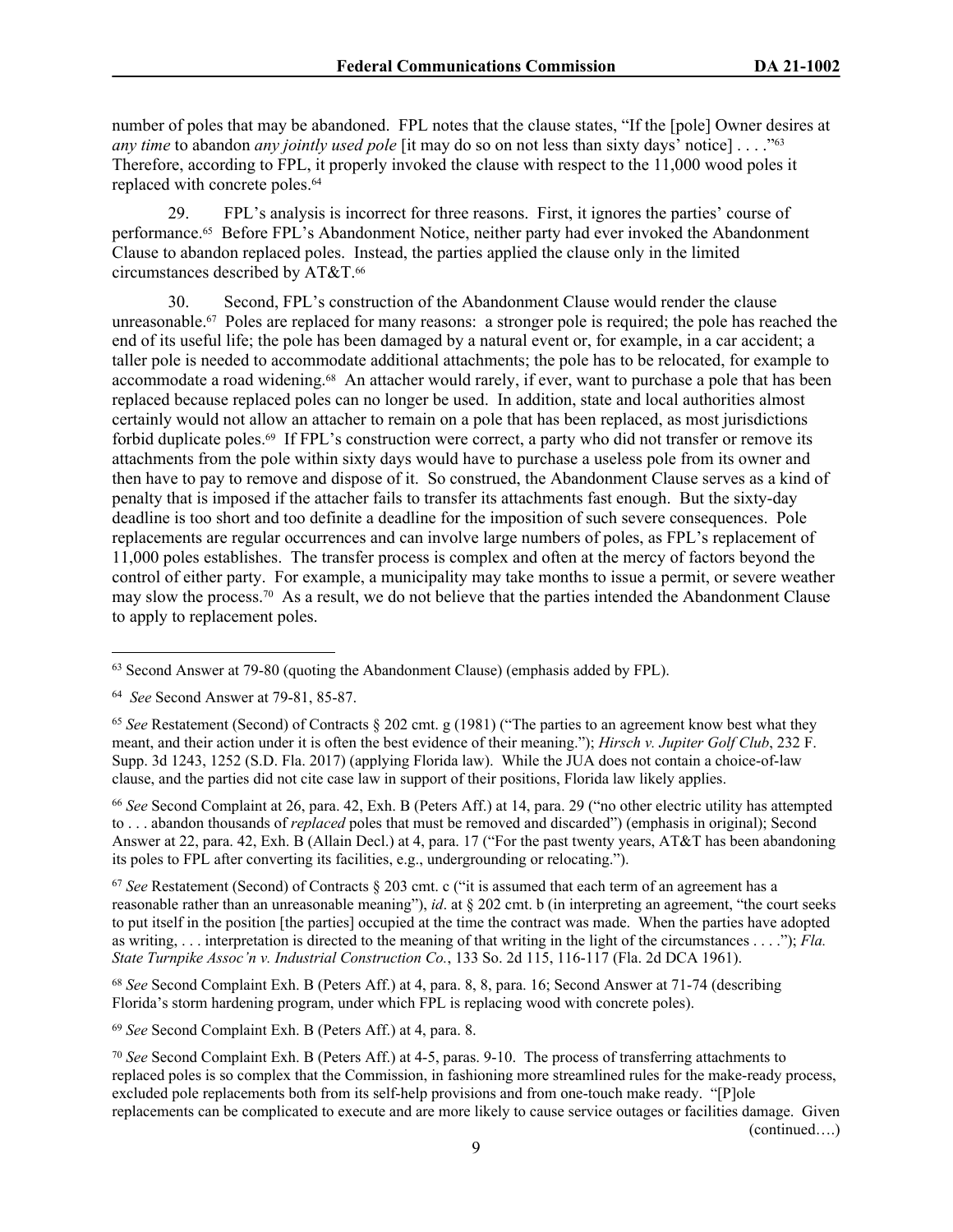number of poles that may be abandoned. FPL notes that the clause states, "If the [pole] Owner desires at *any time* to abandon *any jointly used pole* [it may do so on not less than sixty days' notice] . . . ."[63] Therefore, according to FPL, it properly invoked the clause with respect to the 11,000 wood poles it replaced with concrete poles.[64]

29. FPL's analysis is incorrect for three reasons. First, it ignores the parties' course of performance.[65] Before FPL's Abandonment Notice, neither party had ever invoked the Abandonment Clause to abandon replaced poles. Instead, the parties applied the clause only in the limited circumstances described by AT&T.[66]

30. Second, FPL's construction of the Abandonment Clause would render the clause unreasonable.[67] Poles are replaced for many reasons: a stronger pole is required; the pole has reached the end of its useful life; the pole has been damaged by a natural event or, for example, in a car accident; a taller pole is needed to accommodate additional attachments; the pole has to be relocated, for example to accommodate a road widening.[68] An attacher would rarely, if ever, want to purchase a pole that has been replaced because replaced poles can no longer be used. In addition, state and local authorities almost certainly would not allow an attacher to remain on a pole that has been replaced, as most jurisdictions forbid duplicate poles.[69] If FPL's construction were correct, a party who did not transfer or remove its attachments from the pole within sixty days would have to purchase a useless pole from its owner and then have to pay to remove and dispose of it. So construed, the Abandonment Clause serves as a kind of penalty that is imposed if the attacher fails to transfer its attachments fast enough. But the sixty-day deadline is too short and too definite a deadline for the imposition of such severe consequences. Pole replacements are regular occurrences and can involve large numbers of poles, as FPL's replacement of 11,000 poles establishes. The transfer process is complex and often at the mercy of factors beyond the control of either party. For example, a municipality may take months to issue a permit, or severe weather may slow the process.[70] As a result, we do not believe that the parties intended the Abandonment Clause to apply to replacement poles.

---

[63] Second Answer at 79-80 (quoting the Abandonment Clause) (emphasis added by FPL).

[64] *See* Second Answer at 79-81, 85-87.

[65] *See* Restatement (Second) of Contracts § 202 cmt. g (1981) ("The parties to an agreement know best what they meant, and their action under it is often the best evidence of their meaning."); *Hirsch v. Jupiter Golf Club*, 232 F. Supp. 3d 1243, 1252 (S.D. Fla. 2017) (applying Florida law). While the JUA does not contain a choice-of-law clause, and the parties did not cite case law in support of their positions, Florida law likely applies.

[66] *See* Second Complaint at 26, para. 42, Exh. B (Peters Aff.) at 14, para. 29 ("no other electric utility has attempted to . . . abandon thousands of *replaced* poles that must be removed and discarded") (emphasis in original); Second Answer at 22, para. 42, Exh. B (Allain Decl.) at 4, para. 17 ("For the past twenty years, AT&T has been abandoning its poles to FPL after converting its facilities, e.g., undergrounding or relocating.").

[67] *See* Restatement (Second) of Contracts § 203 cmt. c ("it is assumed that each term of an agreement has a reasonable rather than an unreasonable meaning"), *id*. at § 202 cmt. b (in interpreting an agreement, "the court seeks to put itself in the position [the parties] occupied at the time the contract was made. When the parties have adopted as writing, . . . interpretation is directed to the meaning of that writing in the light of the circumstances . . . ."); *Fla. State Turnpike Assoc'n v. Industrial Construction Co.*, 133 So. 2d 115, 116-117 (Fla. 2d DCA 1961).

[68] *See* Second Complaint Exh. B (Peters Aff.) at 4, para. 8, 8, para. 16; Second Answer at 71-74 (describing Florida's storm hardening program, under which FPL is replacing wood with concrete poles).

[69] *See* Second Complaint Exh. B (Peters Aff.) at 4, para. 8.

[70] *See* Second Complaint Exh. B (Peters Aff.) at 4-5, paras. 9-10. The process of transferring attachments to replaced poles is so complex that the Commission, in fashioning more streamlined rules for the make-ready process, excluded pole replacements both from its self-help provisions and from one-touch make ready. "[P]ole replacements can be complicated to execute and are more likely to cause service outages or facilities damage. Given

(continued….)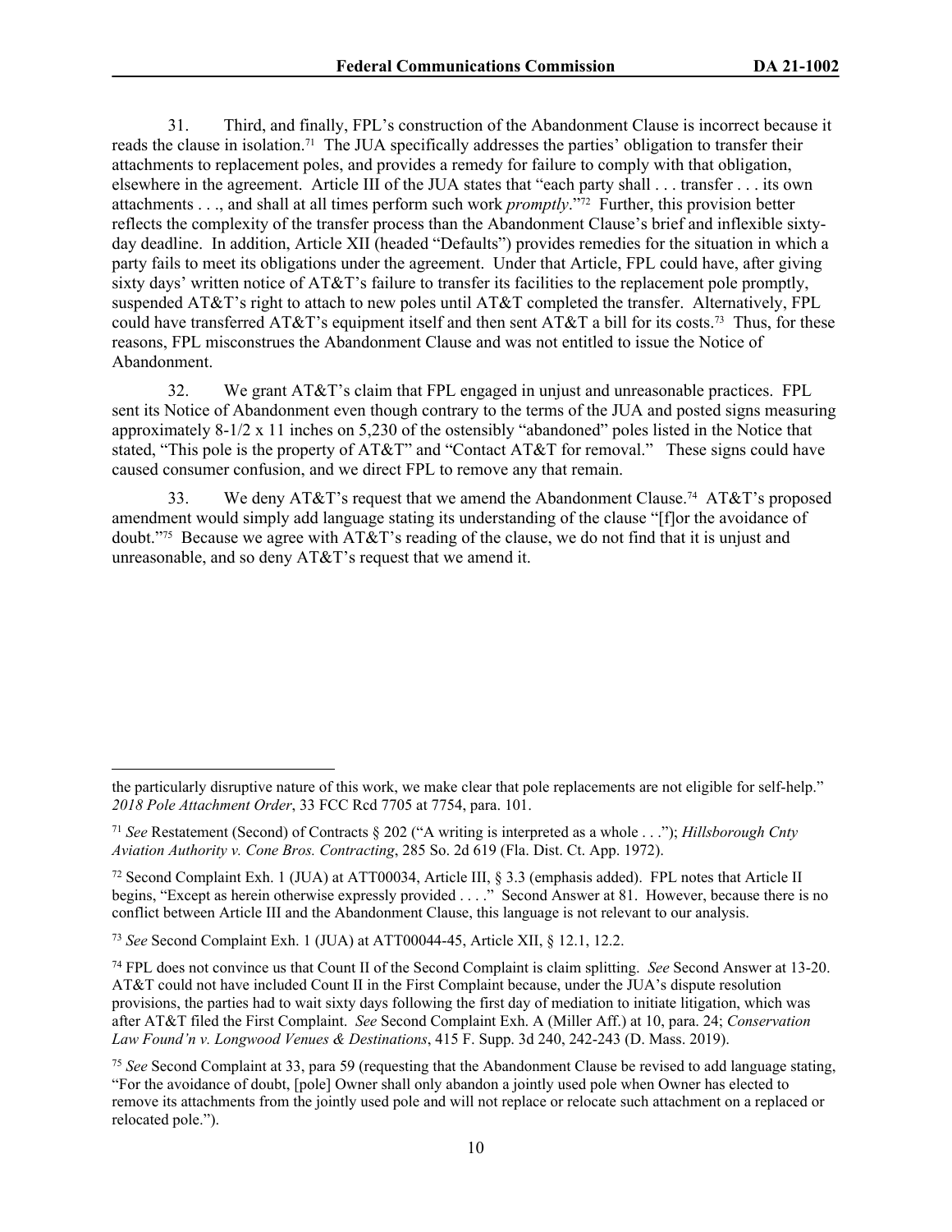31. Third, and finally, FPL's construction of the Abandonment Clause is incorrect because it reads the clause in isolation.[71] The JUA specifically addresses the parties' obligation to transfer their attachments to replacement poles, and provides a remedy for failure to comply with that obligation, elsewhere in the agreement. Article III of the JUA states that "each party shall . . . transfer . . . its own attachments . . ., and shall at all times perform such work *promptly*."[72] Further, this provision better reflects the complexity of the transfer process than the Abandonment Clause's brief and inflexible sixty-day deadline. In addition, Article XII (headed "Defaults") provides remedies for the situation in which a party fails to meet its obligations under the agreement. Under that Article, FPL could have, after giving sixty days' written notice of AT&T's failure to transfer its facilities to the replacement pole promptly, suspended AT&T's right to attach to new poles until AT&T completed the transfer. Alternatively, FPL could have transferred AT&T's equipment itself and then sent AT&T a bill for its costs.[73] Thus, for these reasons, FPL misconstrues the Abandonment Clause and was not entitled to issue the Notice of Abandonment.

32. We grant AT&T's claim that FPL engaged in unjust and unreasonable practices. FPL sent its Notice of Abandonment even though contrary to the terms of the JUA and posted signs measuring approximately 8-1/2 x 11 inches on 5,230 of the ostensibly "abandoned" poles listed in the Notice that stated, "This pole is the property of AT&T" and "Contact AT&T for removal." These signs could have caused consumer confusion, and we direct FPL to remove any that remain.

33. We deny AT&T's request that we amend the Abandonment Clause.[74] AT&T's proposed amendment would simply add language stating its understanding of the clause "[f]or the avoidance of doubt."[75] Because we agree with AT&T's reading of the clause, we do not find that it is unjust and unreasonable, and so deny AT&T's request that we amend it.

---

the particularly disruptive nature of this work, we make clear that pole replacements are not eligible for self-help." *2018 Pole Attachment Order*, 33 FCC Rcd 7705 at 7754, para. 101.

[71] *See* Restatement (Second) of Contracts § 202 ("A writing is interpreted as a whole . . ."); *Hillsborough Cnty Aviation Authority v. Cone Bros. Contracting*, 285 So. 2d 619 (Fla. Dist. Ct. App. 1972).

[72] Second Complaint Exh. 1 (JUA) at ATT00034, Article III, § 3.3 (emphasis added). FPL notes that Article II begins, "Except as herein otherwise expressly provided . . . ." Second Answer at 81. However, because there is no conflict between Article III and the Abandonment Clause, this language is not relevant to our analysis.

[73] *See* Second Complaint Exh. 1 (JUA) at ATT00044-45, Article XII, § 12.1, 12.2.

[74] FPL does not convince us that Count II of the Second Complaint is claim splitting. *See* Second Answer at 13-20. AT&T could not have included Count II in the First Complaint because, under the JUA's dispute resolution provisions, the parties had to wait sixty days following the first day of mediation to initiate litigation, which was after AT&T filed the First Complaint. *See* Second Complaint Exh. A (Miller Aff.) at 10, para. 24; *Conservation Law Found'n v. Longwood Venues & Destinations*, 415 F. Supp. 3d 240, 242-243 (D. Mass. 2019).

[75] *See* Second Complaint at 33, para 59 (requesting that the Abandonment Clause be revised to add language stating, "For the avoidance of doubt, [pole] Owner shall only abandon a jointly used pole when Owner has elected to remove its attachments from the jointly used pole and will not replace or relocate such attachment on a replaced or relocated pole.").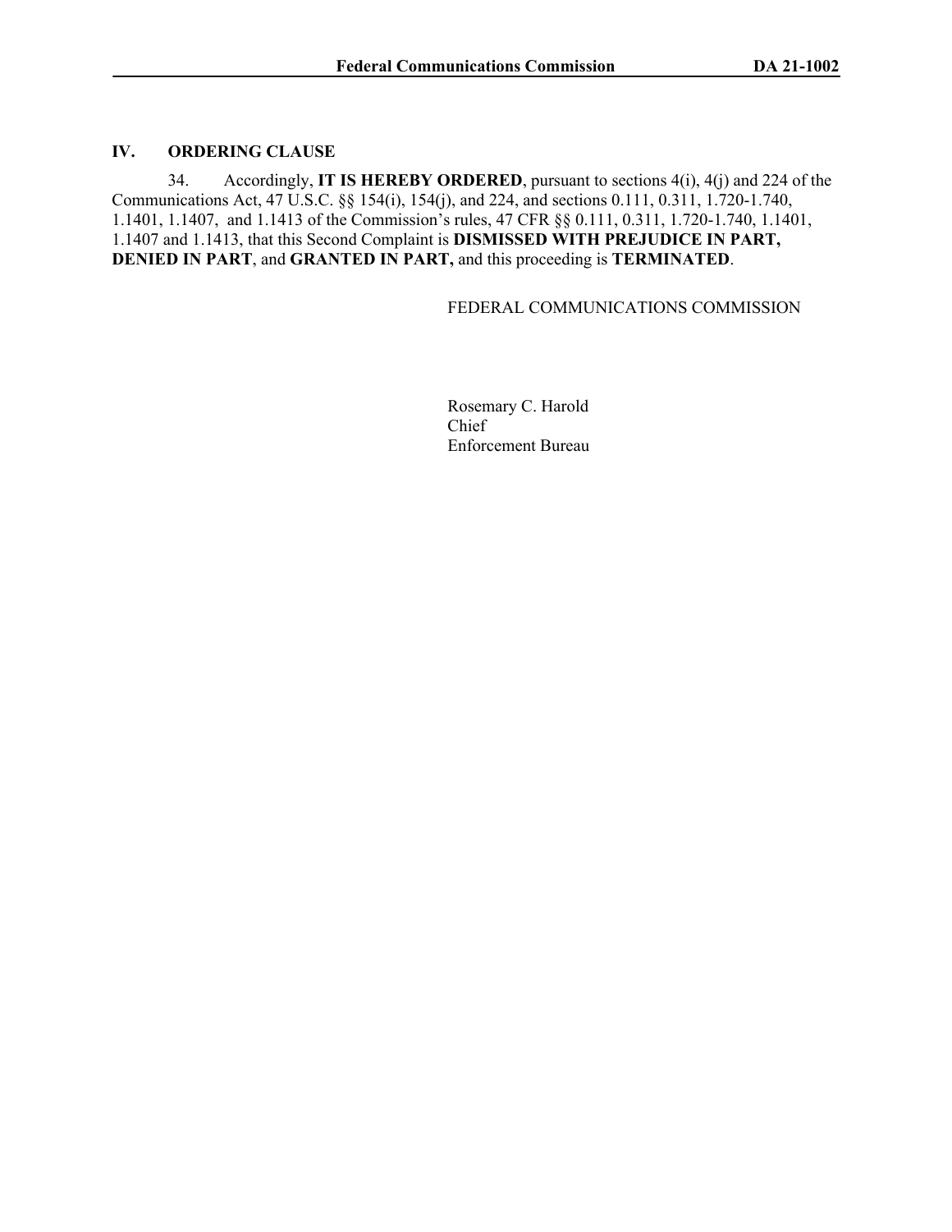## IV. ORDERING CLAUSE

34. Accordingly, **IT IS HEREBY ORDERED**, pursuant to sections 4(i), 4(j) and 224 of the Communications Act, 47 U.S.C. §§ 154(i), 154(j), and 224, and sections 0.111, 0.311, 1.720-1.740, 1.1401, 1.1407, and 1.1413 of the Commission's rules, 47 CFR §§ 0.111, 0.311, 1.720-1.740, 1.1401, 1.1407 and 1.1413, that this Second Complaint is **DISMISSED WITH PREJUDICE IN PART, DENIED IN PART**, and **GRANTED IN PART,** and this proceeding is **TERMINATED**.

FEDERAL COMMUNICATIONS COMMISSION

Rosemary C. Harold
Chief
Enforcement Bureau